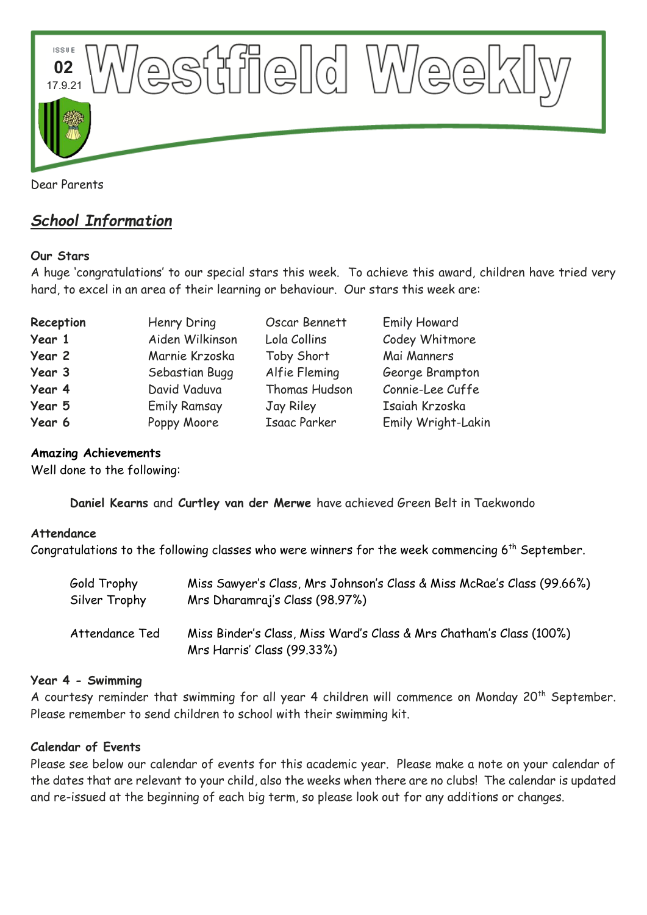ISSUE **02** 17.9.21

# Westfield Weekly

Dear Parents

## *School Information*

**Our Stars**

A huge 'congratulations' to our special stars this week. To achieve this award, children have tried very hard, to excel in an area of their learning or behaviour. Our stars this week are:

| | | | |
|---|---|---|---|
| **Reception** | Henry Dring | Oscar Bennett | Emily Howard |
| **Year 1** | Aiden Wilkinson | Lola Collins | Codey Whitmore |
| **Year 2** | Marnie Krzoska | Toby Short | Mai Manners |
| **Year 3** | Sebastian Bugg | Alfie Fleming | George Brampton |
| **Year 4** | David Vaduva | Thomas Hudson | Connie-Lee Cuffe |
| **Year 5** | Emily Ramsay | Jay Riley | Isaiah Krzoska |
| **Year 6** | Poppy Moore | Isaac Parker | Emily Wright-Lakin |

**Amazing Achievements**

Well done to the following:

**Daniel Kearns** and **Curtley van der Merwe** have achieved Green Belt in Taekwondo

**Attendance**

Congratulations to the following classes who were winners for the week commencing 6th September.

| | |
|---|---|
| Gold Trophy | Miss Sawyer's Class, Mrs Johnson's Class & Miss McRae's Class (99.66%) |
| Silver Trophy | Mrs Dharamraj's Class (98.97%) |
| Attendance Ted | Miss Binder's Class, Miss Ward's Class & Mrs Chatham's Class (100%) Mrs Harris' Class (99.33%) |

**Year 4 - Swimming**

A courtesy reminder that swimming for all year 4 children will commence on Monday 20th September. Please remember to send children to school with their swimming kit.

**Calendar of Events**

Please see below our calendar of events for this academic year. Please make a note on your calendar of the dates that are relevant to your child, also the weeks when there are no clubs! The calendar is updated and re-issued at the beginning of each big term, so please look out for any additions or changes.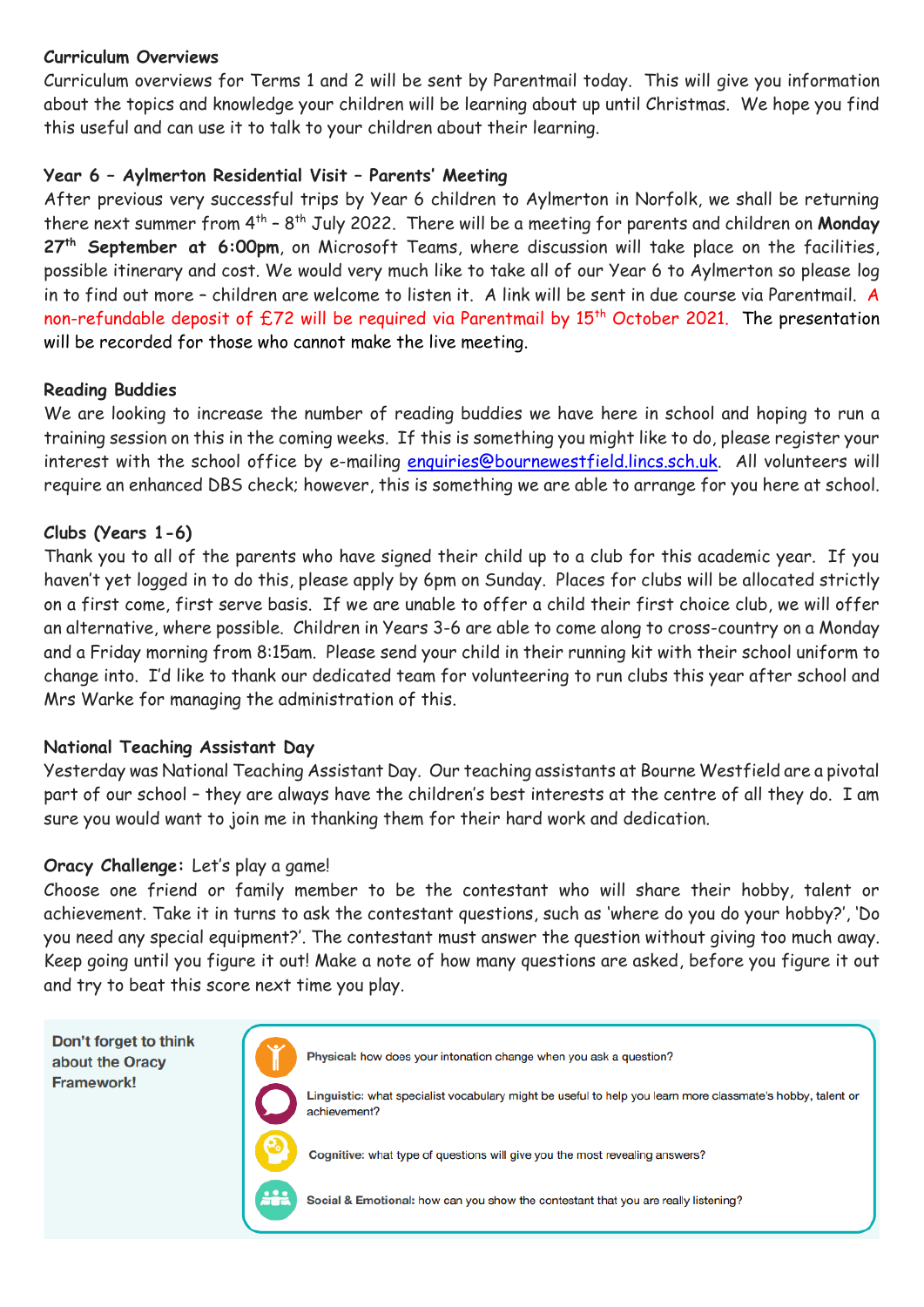**Curriculum Overviews**

Curriculum overviews for Terms 1 and 2 will be sent by Parentmail today. This will give you information about the topics and knowledge your children will be learning about up until Christmas. We hope you find this useful and can use it to talk to your children about their learning.

**Year 6 – Aylmerton Residential Visit – Parents' Meeting**

After previous very successful trips by Year 6 children to Aylmerton in Norfolk, we shall be returning there next summer from 4th – 8th July 2022. There will be a meeting for parents and children on **Monday 27th September at 6:00pm**, on Microsoft Teams, where discussion will take place on the facilities, possible itinerary and cost. We would very much like to take all of our Year 6 to Aylmerton so please log in to find out more – children are welcome to listen it. A link will be sent in due course via Parentmail. A non-refundable deposit of £72 will be required via Parentmail by 15th October 2021. The presentation will be recorded for those who cannot make the live meeting.

**Reading Buddies**

We are looking to increase the number of reading buddies we have here in school and hoping to run a training session on this in the coming weeks. If this is something you might like to do, please register your interest with the school office by e-mailing enquiries@bournewestfield.lincs.sch.uk. All volunteers will require an enhanced DBS check; however, this is something we are able to arrange for you here at school.

**Clubs (Years 1-6)**

Thank you to all of the parents who have signed their child up to a club for this academic year. If you haven't yet logged in to do this, please apply by 6pm on Sunday. Places for clubs will be allocated strictly on a first come, first serve basis. If we are unable to offer a child their first choice club, we will offer an alternative, where possible. Children in Years 3-6 are able to come along to cross-country on a Monday and a Friday morning from 8:15am. Please send your child in their running kit with their school uniform to change into. I'd like to thank our dedicated team for volunteering to run clubs this year after school and Mrs Warke for managing the administration of this.

**National Teaching Assistant Day**

Yesterday was National Teaching Assistant Day. Our teaching assistants at Bourne Westfield are a pivotal part of our school – they are always have the children's best interests at the centre of all they do. I am sure you would want to join me in thanking them for their hard work and dedication.

**Oracy Challenge:** Let's play a game!

Choose one friend or family member to be the contestant who will share their hobby, talent or achievement. Take it in turns to ask the contestant questions, such as 'where do you do your hobby?', 'Do you need any special equipment?'. The contestant must answer the question without giving too much away. Keep going until you figure it out! Make a note of how many questions are asked, before you figure it out and try to beat this score next time you play.

**Don't forget to think about the Oracy Framework!**

- **Physical:** how does your intonation change when you ask a question?
- **Linguistic:** what specialist vocabulary might be useful to help you learn more classmate's hobby, talent or achievement?
- **Cognitive:** what type of questions will give you the most revealing answers?
- **Social & Emotional:** how can you show the contestant that you are really listening?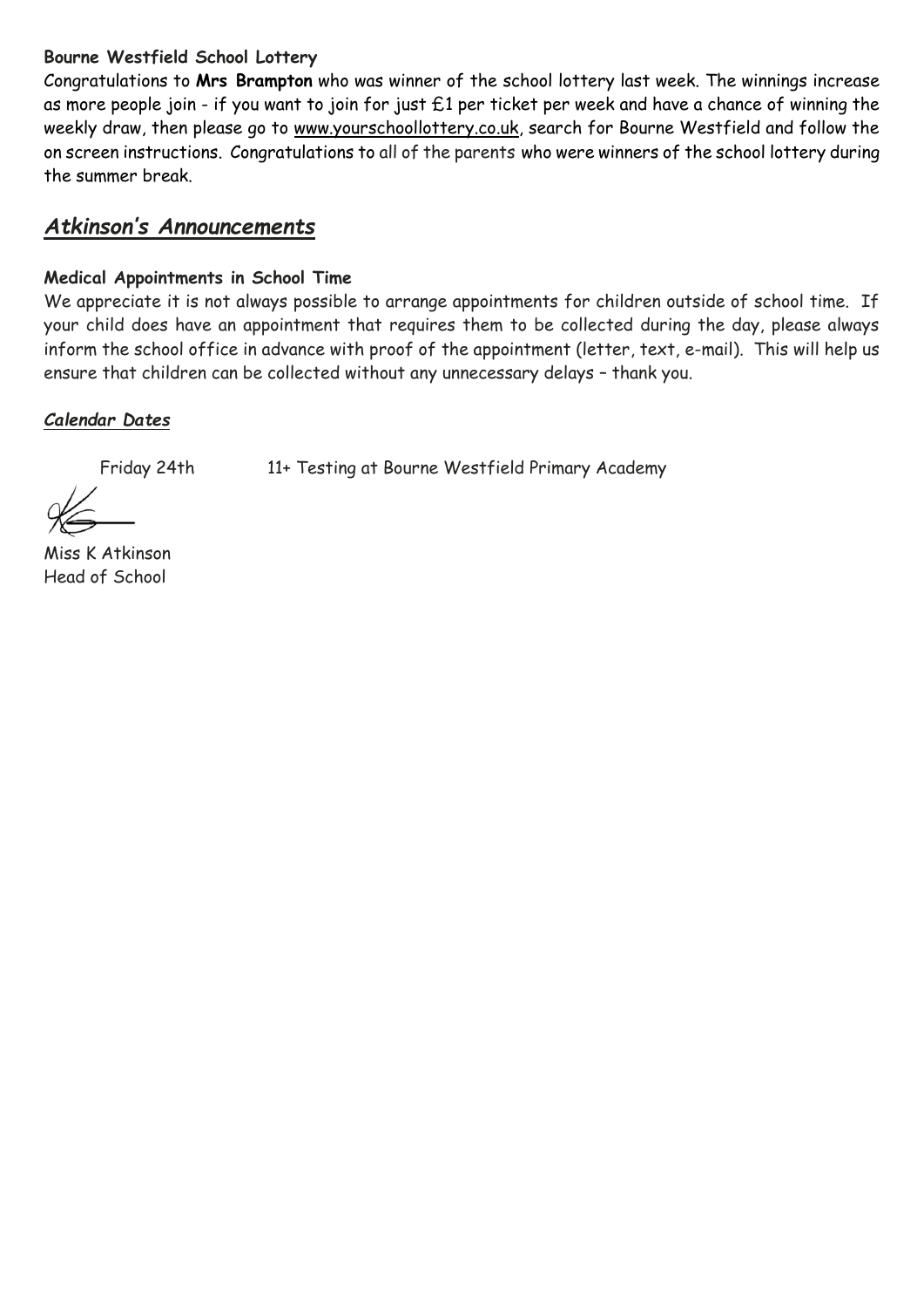**Bourne Westfield School Lottery**

Congratulations to **Mrs Brampton** who was winner of the school lottery last week. The winnings increase as more people join - if you want to join for just £1 per ticket per week and have a chance of winning the weekly draw, then please go to www.yourschoollottery.co.uk, search for Bourne Westfield and follow the on screen instructions. Congratulations to all of the parents who were winners of the school lottery during the summer break.

## *Atkinson's Announcements*

**Medical Appointments in School Time**

We appreciate it is not always possible to arrange appointments for children outside of school time. If your child does have an appointment that requires them to be collected during the day, please always inform the school office in advance with proof of the appointment (letter, text, e-mail). This will help us ensure that children can be collected without any unnecessary delays – thank you.

***Calendar Dates***

Friday 24th 11+ Testing at Bourne Westfield Primary Academy

Miss K Atkinson
Head of School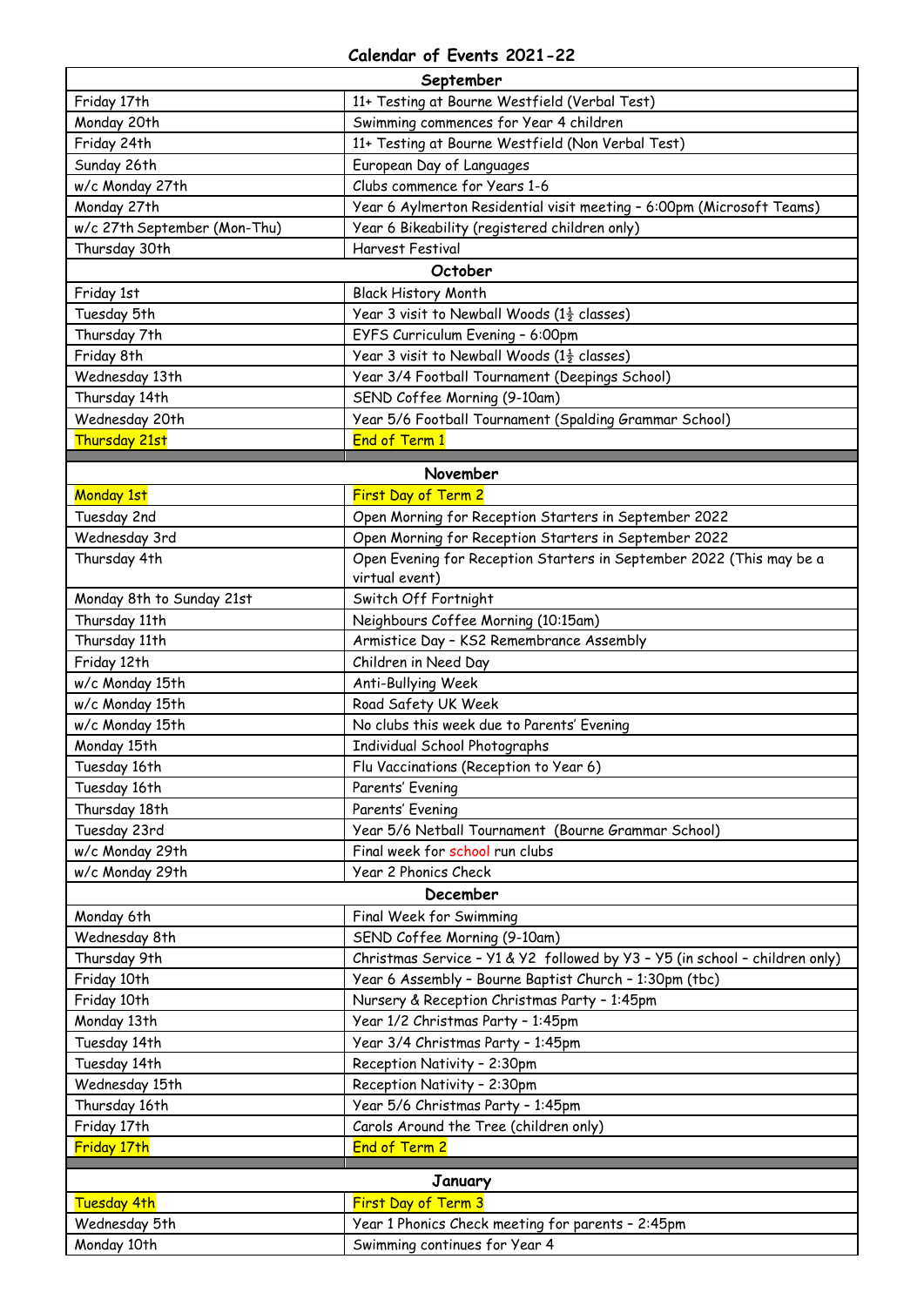# Calendar of Events 2021-22

| September | |
|---|---|
| Friday 17th | 11+ Testing at Bourne Westfield (Verbal Test) |
| Monday 20th | Swimming commences for Year 4 children |
| Friday 24th | 11+ Testing at Bourne Westfield (Non Verbal Test) |
| Sunday 26th | European Day of Languages |
| w/c Monday 27th | Clubs commence for Years 1-6 |
| Monday 27th | Year 6 Aylmerton Residential visit meeting – 6:00pm (Microsoft Teams) |
| w/c 27th September (Mon-Thu) | Year 6 Bikeability (registered children only) |
| Thursday 30th | Harvest Festival |
| **October** | |
| Friday 1st | Black History Month |
| Tuesday 5th | Year 3 visit to Newball Woods (1½ classes) |
| Thursday 7th | EYFS Curriculum Evening – 6:00pm |
| Friday 8th | Year 3 visit to Newball Woods (1½ classes) |
| Wednesday 13th | Year 3/4 Football Tournament (Deepings School) |
| Thursday 14th | SEND Coffee Morning (9-10am) |
| Wednesday 20th | Year 5/6 Football Tournament (Spalding Grammar School) |
| Thursday 21st | End of Term 1 |
| **November** | |
| Monday 1st | First Day of Term 2 |
| Tuesday 2nd | Open Morning for Reception Starters in September 2022 |
| Wednesday 3rd | Open Morning for Reception Starters in September 2022 |
| Thursday 4th | Open Evening for Reception Starters in September 2022 (This may be a virtual event) |
| Monday 8th to Sunday 21st | Switch Off Fortnight |
| Thursday 11th | Neighbours Coffee Morning (10:15am) |
| Thursday 11th | Armistice Day – KS2 Remembrance Assembly |
| Friday 12th | Children in Need Day |
| w/c Monday 15th | Anti-Bullying Week |
| w/c Monday 15th | Road Safety UK Week |
| w/c Monday 15th | No clubs this week due to Parents' Evening |
| Monday 15th | Individual School Photographs |
| Tuesday 16th | Flu Vaccinations (Reception to Year 6) |
| Tuesday 16th | Parents' Evening |
| Thursday 18th | Parents' Evening |
| Tuesday 23rd | Year 5/6 Netball Tournament (Bourne Grammar School) |
| w/c Monday 29th | Final week for school run clubs |
| w/c Monday 29th | Year 2 Phonics Check |
| **December** | |
| Monday 6th | Final Week for Swimming |
| Wednesday 8th | SEND Coffee Morning (9-10am) |
| Thursday 9th | Christmas Service – Y1 & Y2 followed by Y3 – Y5 (in school – children only) |
| Friday 10th | Year 6 Assembly – Bourne Baptist Church – 1:30pm (tbc) |
| Friday 10th | Nursery & Reception Christmas Party – 1:45pm |
| Monday 13th | Year 1/2 Christmas Party – 1:45pm |
| Tuesday 14th | Year 3/4 Christmas Party – 1:45pm |
| Tuesday 14th | Reception Nativity – 2:30pm |
| Wednesday 15th | Reception Nativity – 2:30pm |
| Thursday 16th | Year 5/6 Christmas Party – 1:45pm |
| Friday 17th | Carols Around the Tree (children only) |
| Friday 17th | End of Term 2 |
| **January** | |
| Tuesday 4th | First Day of Term 3 |
| Wednesday 5th | Year 1 Phonics Check meeting for parents – 2:45pm |
| Monday 10th | Swimming continues for Year 4 |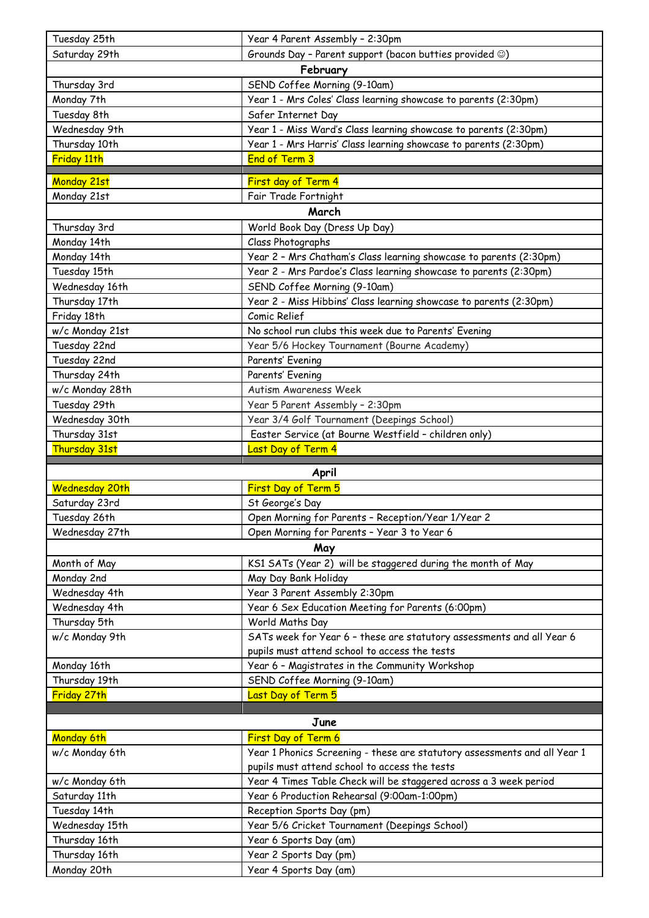| | |
|---|---|
| Tuesday 25th | Year 4 Parent Assembly – 2:30pm |
| Saturday 29th | Grounds Day – Parent support (bacon butties provided ☺) |
| **February** | |
| Thursday 3rd | SEND Coffee Morning (9-10am) |
| Monday 7th | Year 1 - Mrs Coles' Class learning showcase to parents (2:30pm) |
| Tuesday 8th | Safer Internet Day |
| Wednesday 9th | Year 1 - Miss Ward's Class learning showcase to parents (2:30pm) |
| Thursday 10th | Year 1 - Mrs Harris' Class learning showcase to parents (2:30pm) |
| Friday 11th | End of Term 3 |
| | |
| Monday 21st | First day of Term 4 |
| Monday 21st | Fair Trade Fortnight |
| **March** | |
| Thursday 3rd | World Book Day (Dress Up Day) |
| Monday 14th | Class Photographs |
| Monday 14th | Year 2 – Mrs Chatham's Class learning showcase to parents (2:30pm) |
| Tuesday 15th | Year 2 - Mrs Pardoe's Class learning showcase to parents (2:30pm) |
| Wednesday 16th | SEND Coffee Morning (9-10am) |
| Thursday 17th | Year 2 - Miss Hibbins' Class learning showcase to parents (2:30pm) |
| Friday 18th | Comic Relief |
| w/c Monday 21st | No school run clubs this week due to Parents' Evening |
| Tuesday 22nd | Year 5/6 Hockey Tournament (Bourne Academy) |
| Tuesday 22nd | Parents' Evening |
| Thursday 24th | Parents' Evening |
| w/c Monday 28th | Autism Awareness Week |
| Tuesday 29th | Year 5 Parent Assembly – 2:30pm |
| Wednesday 30th | Year 3/4 Golf Tournament (Deepings School) |
| Thursday 31st | Easter Service (at Bourne Westfield – children only) |
| Thursday 31st | Last Day of Term 4 |
| | |
| **April** | |
| Wednesday 20th | First Day of Term 5 |
| Saturday 23rd | St George's Day |
| Tuesday 26th | Open Morning for Parents – Reception/Year 1/Year 2 |
| Wednesday 27th | Open Morning for Parents – Year 3 to Year 6 |
| **May** | |
| Month of May | KS1 SATs (Year 2) will be staggered during the month of May |
| Monday 2nd | May Day Bank Holiday |
| Wednesday 4th | Year 3 Parent Assembly 2:30pm |
| Wednesday 4th | Year 6 Sex Education Meeting for Parents (6:00pm) |
| Thursday 5th | World Maths Day |
| w/c Monday 9th | SATs week for Year 6 – these are statutory assessments and all Year 6 pupils must attend school to access the tests |
| Monday 16th | Year 6 – Magistrates in the Community Workshop |
| Thursday 19th | SEND Coffee Morning (9-10am) |
| Friday 27th | Last Day of Term 5 |
| | |
| **June** | |
| Monday 6th | First Day of Term 6 |
| w/c Monday 6th | Year 1 Phonics Screening - these are statutory assessments and all Year 1 pupils must attend school to access the tests |
| w/c Monday 6th | Year 4 Times Table Check will be staggered across a 3 week period |
| Saturday 11th | Year 6 Production Rehearsal (9:00am-1:00pm) |
| Tuesday 14th | Reception Sports Day (pm) |
| Wednesday 15th | Year 5/6 Cricket Tournament (Deepings School) |
| Thursday 16th | Year 6 Sports Day (am) |
| Thursday 16th | Year 2 Sports Day (pm) |
| Monday 20th | Year 4 Sports Day (am) |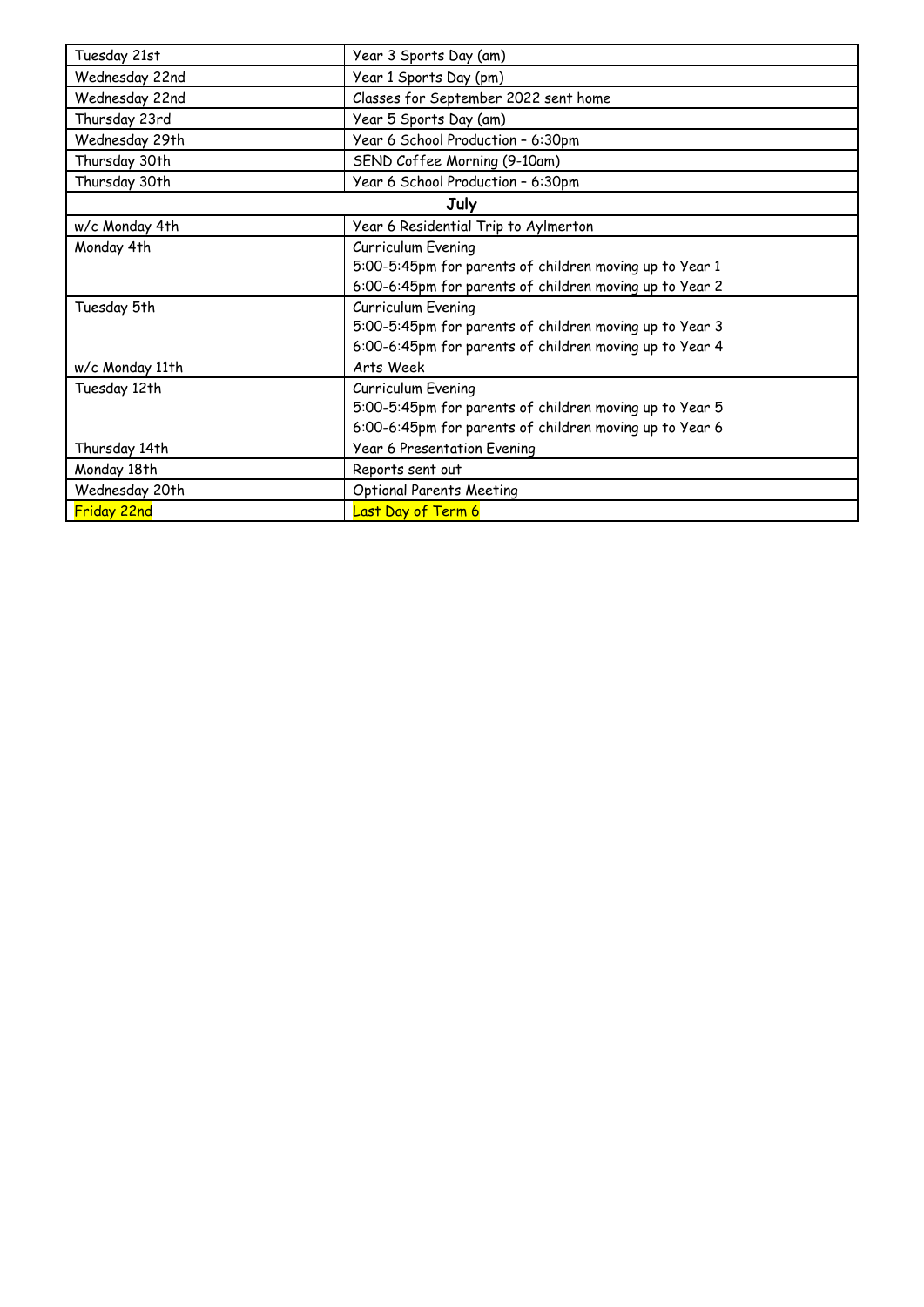| | |
|---|---|
| Tuesday 21st | Year 3 Sports Day (am) |
| Wednesday 22nd | Year 1 Sports Day (pm) |
| Wednesday 22nd | Classes for September 2022 sent home |
| Thursday 23rd | Year 5 Sports Day (am) |
| Wednesday 29th | Year 6 School Production – 6:30pm |
| Thursday 30th | SEND Coffee Morning (9-10am) |
| Thursday 30th | Year 6 School Production – 6:30pm |
| **July** | |
| w/c Monday 4th | Year 6 Residential Trip to Aylmerton |
| Monday 4th | Curriculum Evening<br>5:00-5:45pm for parents of children moving up to Year 1<br>6:00-6:45pm for parents of children moving up to Year 2 |
| Tuesday 5th | Curriculum Evening<br>5:00-5:45pm for parents of children moving up to Year 3<br>6:00-6:45pm for parents of children moving up to Year 4 |
| w/c Monday 11th | Arts Week |
| Tuesday 12th | Curriculum Evening<br>5:00-5:45pm for parents of children moving up to Year 5<br>6:00-6:45pm for parents of children moving up to Year 6 |
| Thursday 14th | Year 6 Presentation Evening |
| Monday 18th | Reports sent out |
| Wednesday 20th | Optional Parents Meeting |
| Friday 22nd | Last Day of Term 6 |